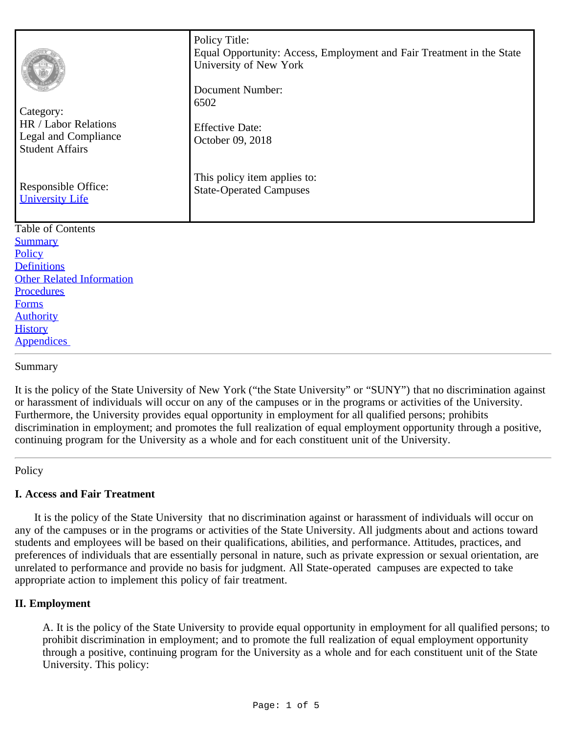| Category:<br>HR / Labor Relations<br>Legal and Compliance<br>Student Affairs<br><br>Responsible Office:<br>University Life | Policy Title:<br>Equal Opportunity: Access, Employment and Fair Treatment in the State University of New York<br><br>Document Number:<br>6502<br><br>Effective Date:<br>October 09, 2018<br><br>This policy item applies to:<br>State-Operated Campuses |
|---|---|

Table of Contents
- Summary
- Policy
- Definitions
- Other Related Information
- Procedures
- Forms
- Authority
- History
- Appendices

---

## Summary

It is the policy of the State University of New York ("the State University" or "SUNY") that no discrimination against or harassment of individuals will occur on any of the campuses or in the programs or activities of the University. Furthermore, the University provides equal opportunity in employment for all qualified persons; prohibits discrimination in employment; and promotes the full realization of equal employment opportunity through a positive, continuing program for the University as a whole and for each constituent unit of the University.

---

## Policy

### I. Access and Fair Treatment

It is the policy of the State University that no discrimination against or harassment of individuals will occur on any of the campuses or in the programs or activities of the State University. All judgments about and actions toward students and employees will be based on their qualifications, abilities, and performance. Attitudes, practices, and preferences of individuals that are essentially personal in nature, such as private expression or sexual orientation, are unrelated to performance and provide no basis for judgment. All State-operated campuses are expected to take appropriate action to implement this policy of fair treatment.

### II. Employment

A. It is the policy of the State University to provide equal opportunity in employment for all qualified persons; to prohibit discrimination in employment; and to promote the full realization of equal employment opportunity through a positive, continuing program for the University as a whole and for each constituent unit of the State University. This policy: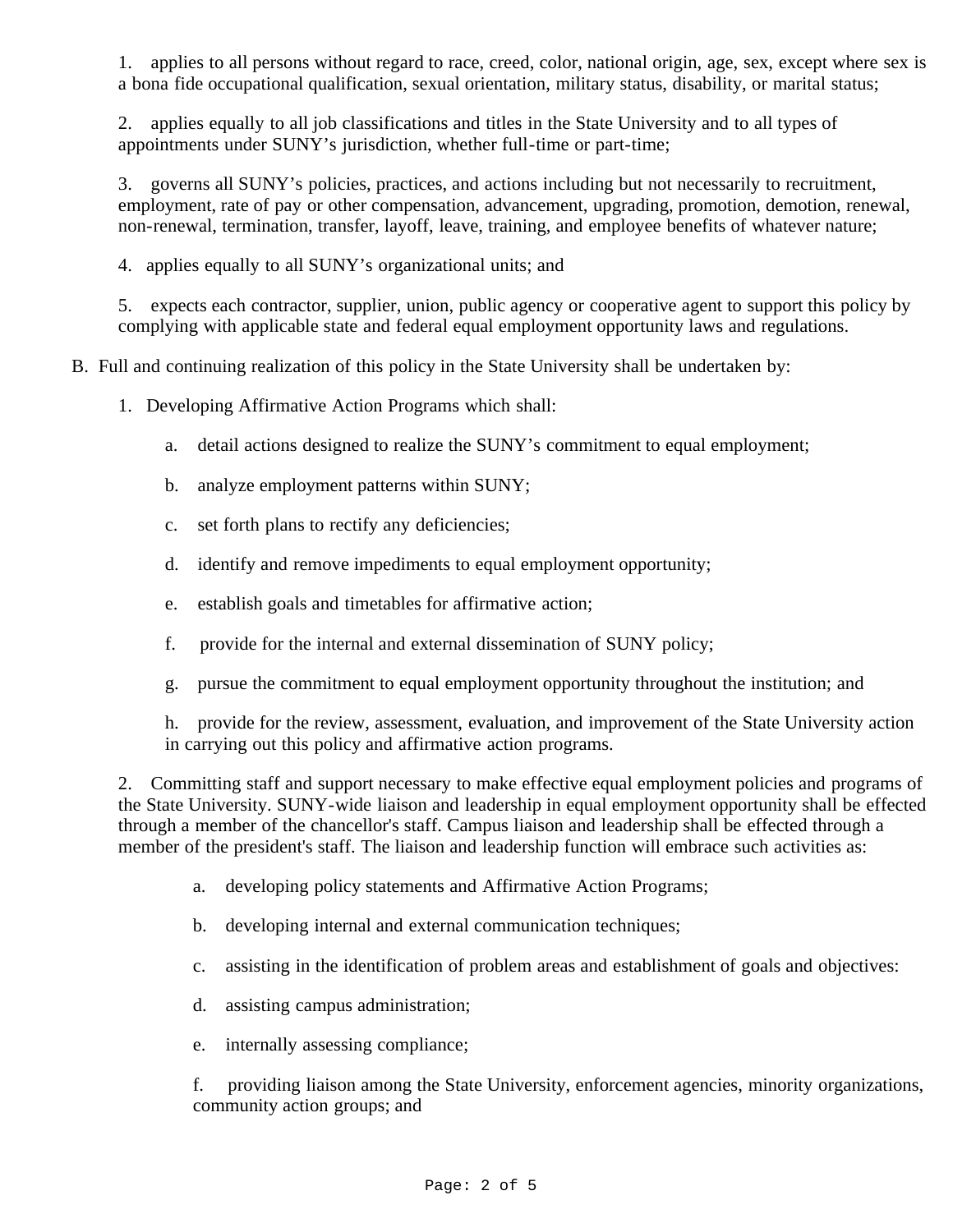1. applies to all persons without regard to race, creed, color, national origin, age, sex, except where sex is a bona fide occupational qualification, sexual orientation, military status, disability, or marital status;

2. applies equally to all job classifications and titles in the State University and to all types of appointments under SUNY's jurisdiction, whether full-time or part-time;

3. governs all SUNY's policies, practices, and actions including but not necessarily to recruitment, employment, rate of pay or other compensation, advancement, upgrading, promotion, demotion, renewal, non-renewal, termination, transfer, layoff, leave, training, and employee benefits of whatever nature;

4. applies equally to all SUNY's organizational units; and

5. expects each contractor, supplier, union, public agency or cooperative agent to support this policy by complying with applicable state and federal equal employment opportunity laws and regulations.

B. Full and continuing realization of this policy in the State University shall be undertaken by:

1. Developing Affirmative Action Programs which shall:

   a. detail actions designed to realize the SUNY's commitment to equal employment;

   b. analyze employment patterns within SUNY;

   c. set forth plans to rectify any deficiencies;

   d. identify and remove impediments to equal employment opportunity;

   e. establish goals and timetables for affirmative action;

   f. provide for the internal and external dissemination of SUNY policy;

   g. pursue the commitment to equal employment opportunity throughout the institution; and

   h. provide for the review, assessment, evaluation, and improvement of the State University action in carrying out this policy and affirmative action programs.

2. Committing staff and support necessary to make effective equal employment policies and programs of the State University. SUNY-wide liaison and leadership in equal employment opportunity shall be effected through a member of the chancellor's staff. Campus liaison and leadership shall be effected through a member of the president's staff. The liaison and leadership function will embrace such activities as:

   a. developing policy statements and Affirmative Action Programs;

   b. developing internal and external communication techniques;

   c. assisting in the identification of problem areas and establishment of goals and objectives:

   d. assisting campus administration;

   e. internally assessing compliance;

   f. providing liaison among the State University, enforcement agencies, minority organizations, community action groups; and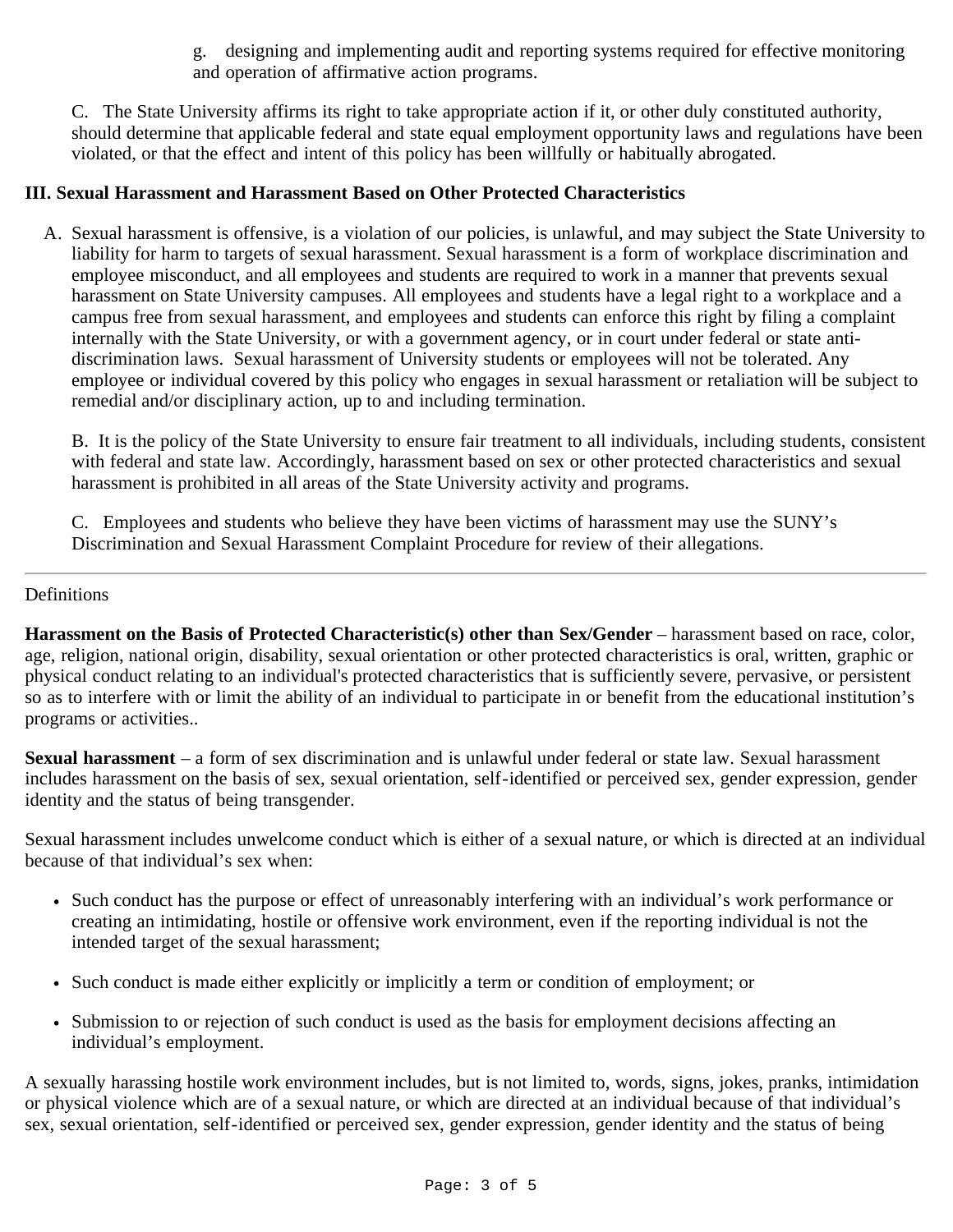g. designing and implementing audit and reporting systems required for effective monitoring and operation of affirmative action programs.

C. The State University affirms its right to take appropriate action if it, or other duly constituted authority, should determine that applicable federal and state equal employment opportunity laws and regulations have been violated, or that the effect and intent of this policy has been willfully or habitually abrogated.

### III. Sexual Harassment and Harassment Based on Other Protected Characteristics

A. Sexual harassment is offensive, is a violation of our policies, is unlawful, and may subject the State University to liability for harm to targets of sexual harassment. Sexual harassment is a form of workplace discrimination and employee misconduct, and all employees and students are required to work in a manner that prevents sexual harassment on State University campuses. All employees and students have a legal right to a workplace and a campus free from sexual harassment, and employees and students can enforce this right by filing a complaint internally with the State University, or with a government agency, or in court under federal or state anti-discrimination laws. Sexual harassment of University students or employees will not be tolerated. Any employee or individual covered by this policy who engages in sexual harassment or retaliation will be subject to remedial and/or disciplinary action, up to and including termination.

B. It is the policy of the State University to ensure fair treatment to all individuals, including students, consistent with federal and state law. Accordingly, harassment based on sex or other protected characteristics and sexual harassment is prohibited in all areas of the State University activity and programs.

C. Employees and students who believe they have been victims of harassment may use the SUNY's Discrimination and Sexual Harassment Complaint Procedure for review of their allegations.

---

Definitions

**Harassment on the Basis of Protected Characteristic(s) other than Sex/Gender** – harassment based on race, color, age, religion, national origin, disability, sexual orientation or other protected characteristics is oral, written, graphic or physical conduct relating to an individual's protected characteristics that is sufficiently severe, pervasive, or persistent so as to interfere with or limit the ability of an individual to participate in or benefit from the educational institution's programs or activities..

**Sexual harassment** – a form of sex discrimination and is unlawful under federal or state law. Sexual harassment includes harassment on the basis of sex, sexual orientation, self-identified or perceived sex, gender expression, gender identity and the status of being transgender.

Sexual harassment includes unwelcome conduct which is either of a sexual nature, or which is directed at an individual because of that individual's sex when:

- Such conduct has the purpose or effect of unreasonably interfering with an individual's work performance or creating an intimidating, hostile or offensive work environment, even if the reporting individual is not the intended target of the sexual harassment;
- Such conduct is made either explicitly or implicitly a term or condition of employment; or
- Submission to or rejection of such conduct is used as the basis for employment decisions affecting an individual's employment.

A sexually harassing hostile work environment includes, but is not limited to, words, signs, jokes, pranks, intimidation or physical violence which are of a sexual nature, or which are directed at an individual because of that individual's sex, sexual orientation, self-identified or perceived sex, gender expression, gender identity and the status of being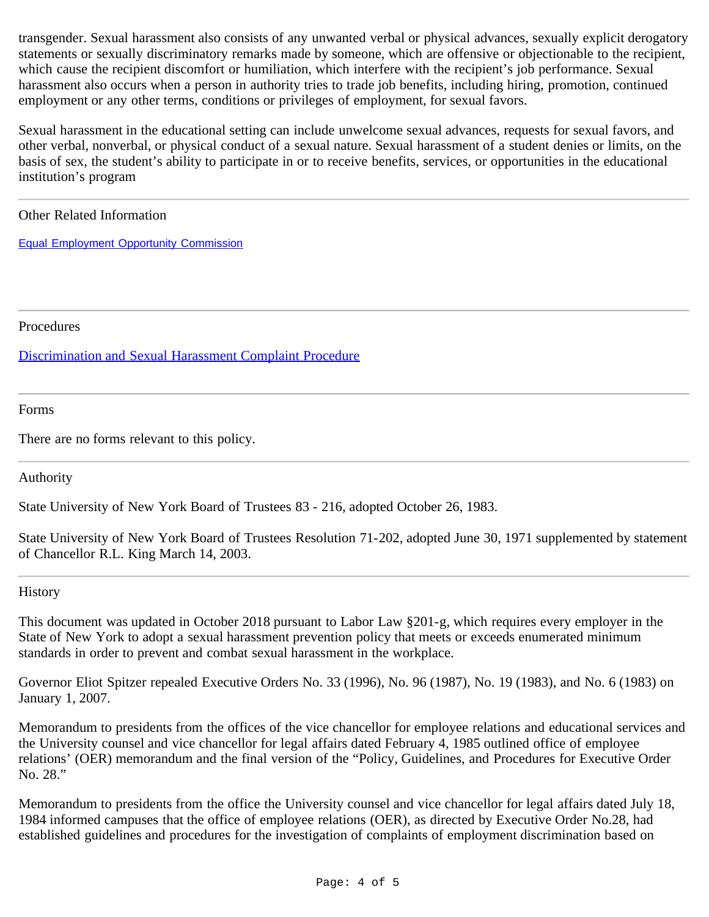transgender. Sexual harassment also consists of any unwanted verbal or physical advances, sexually explicit derogatory statements or sexually discriminatory remarks made by someone, which are offensive or objectionable to the recipient, which cause the recipient discomfort or humiliation, which interfere with the recipient's job performance. Sexual harassment also occurs when a person in authority tries to trade job benefits, including hiring, promotion, continued employment or any other terms, conditions or privileges of employment, for sexual favors.

Sexual harassment in the educational setting can include unwelcome sexual advances, requests for sexual favors, and other verbal, nonverbal, or physical conduct of a sexual nature. Sexual harassment of a student denies or limits, on the basis of sex, the student's ability to participate in or to receive benefits, services, or opportunities in the educational institution's program

---

## Other Related Information

[Equal Employment Opportunity Commission]

---

## Procedures

[Discrimination and Sexual Harassment Complaint Procedure]

---

## Forms

There are no forms relevant to this policy.

---

## Authority

State University of New York Board of Trustees 83 - 216, adopted October 26, 1983.

State University of New York Board of Trustees Resolution 71-202, adopted June 30, 1971 supplemented by statement of Chancellor R.L. King March 14, 2003.

---

## History

This document was updated in October 2018 pursuant to Labor Law §201-g, which requires every employer in the State of New York to adopt a sexual harassment prevention policy that meets or exceeds enumerated minimum standards in order to prevent and combat sexual harassment in the workplace.

Governor Eliot Spitzer repealed Executive Orders No. 33 (1996), No. 96 (1987), No. 19 (1983), and No. 6 (1983) on January 1, 2007.

Memorandum to presidents from the offices of the vice chancellor for employee relations and educational services and the University counsel and vice chancellor for legal affairs dated February 4, 1985 outlined office of employee relations' (OER) memorandum and the final version of the "Policy, Guidelines, and Procedures for Executive Order No. 28."

Memorandum to presidents from the office the University counsel and vice chancellor for legal affairs dated July 18, 1984 informed campuses that the office of employee relations (OER), as directed by Executive Order No.28, had established guidelines and procedures for the investigation of complaints of employment discrimination based on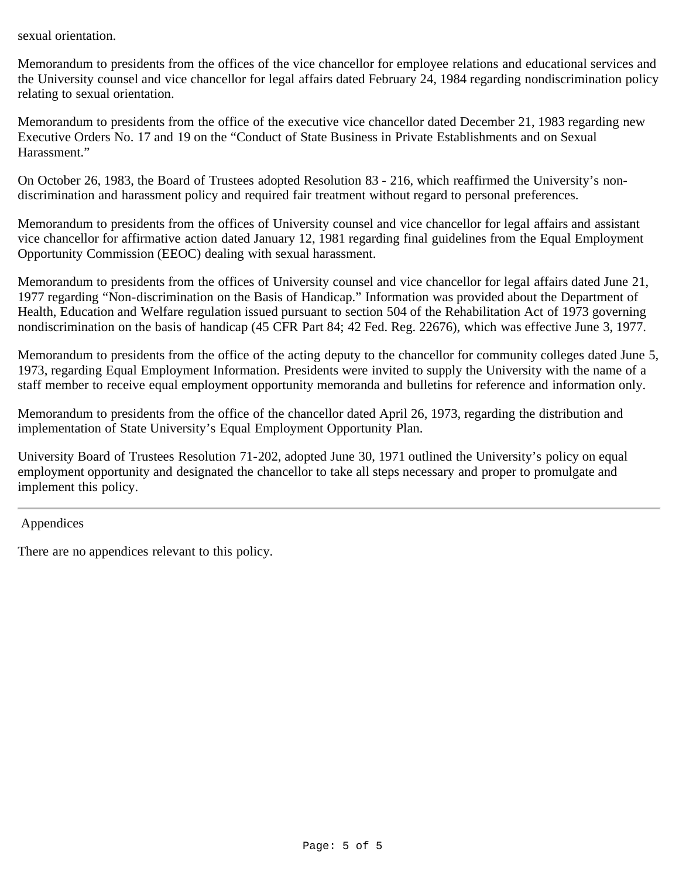sexual orientation.

Memorandum to presidents from the offices of the vice chancellor for employee relations and educational services and the University counsel and vice chancellor for legal affairs dated February 24, 1984 regarding nondiscrimination policy relating to sexual orientation.

Memorandum to presidents from the office of the executive vice chancellor dated December 21, 1983 regarding new Executive Orders No. 17 and 19 on the "Conduct of State Business in Private Establishments and on Sexual Harassment."

On October 26, 1983, the Board of Trustees adopted Resolution 83 - 216, which reaffirmed the University's non-discrimination and harassment policy and required fair treatment without regard to personal preferences.

Memorandum to presidents from the offices of University counsel and vice chancellor for legal affairs and assistant vice chancellor for affirmative action dated January 12, 1981 regarding final guidelines from the Equal Employment Opportunity Commission (EEOC) dealing with sexual harassment.

Memorandum to presidents from the offices of University counsel and vice chancellor for legal affairs dated June 21, 1977 regarding "Non-discrimination on the Basis of Handicap." Information was provided about the Department of Health, Education and Welfare regulation issued pursuant to section 504 of the Rehabilitation Act of 1973 governing nondiscrimination on the basis of handicap (45 CFR Part 84; 42 Fed. Reg. 22676), which was effective June 3, 1977.

Memorandum to presidents from the office of the acting deputy to the chancellor for community colleges dated June 5, 1973, regarding Equal Employment Information. Presidents were invited to supply the University with the name of a staff member to receive equal employment opportunity memoranda and bulletins for reference and information only.

Memorandum to presidents from the office of the chancellor dated April 26, 1973, regarding the distribution and implementation of State University's Equal Employment Opportunity Plan.

University Board of Trustees Resolution 71-202, adopted June 30, 1971 outlined the University's policy on equal employment opportunity and designated the chancellor to take all steps necessary and proper to promulgate and implement this policy.

---

## Appendices

There are no appendices relevant to this policy.